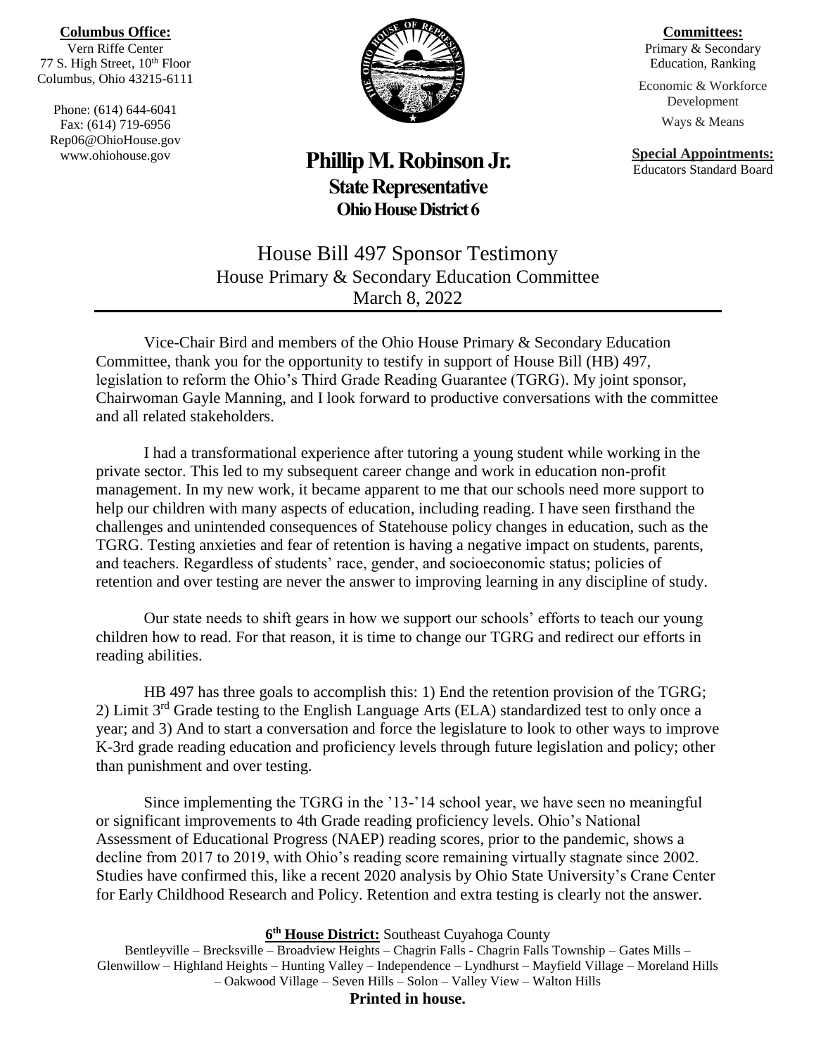**Columbus Office:**
Vern Riffe Center
77 S. High Street, 10th Floor
Columbus, Ohio 43215-6111

Phone: (614) 644-6041
Fax: (614) 719-6956
Rep06@OhioHouse.gov
www.ohiohouse.gov

**Committees:**
Primary & Secondary Education, Ranking

Economic & Workforce Development

Ways & Means

**Special Appointments:**
Educators Standard Board

# Phillip M. Robinson Jr.
## State Representative
### Ohio House District 6

## House Bill 497 Sponsor Testimony
House Primary & Secondary Education Committee
March 8, 2022

---

Vice-Chair Bird and members of the Ohio House Primary & Secondary Education Committee, thank you for the opportunity to testify in support of House Bill (HB) 497, legislation to reform the Ohio's Third Grade Reading Guarantee (TGRG). My joint sponsor, Chairwoman Gayle Manning, and I look forward to productive conversations with the committee and all related stakeholders.

I had a transformational experience after tutoring a young student while working in the private sector. This led to my subsequent career change and work in education non-profit management. In my new work, it became apparent to me that our schools need more support to help our children with many aspects of education, including reading. I have seen firsthand the challenges and unintended consequences of Statehouse policy changes in education, such as the TGRG. Testing anxieties and fear of retention is having a negative impact on students, parents, and teachers. Regardless of students' race, gender, and socioeconomic status; policies of retention and over testing are never the answer to improving learning in any discipline of study.

Our state needs to shift gears in how we support our schools' efforts to teach our young children how to read. For that reason, it is time to change our TGRG and redirect our efforts in reading abilities.

HB 497 has three goals to accomplish this: 1) End the retention provision of the TGRG; 2) Limit 3rd Grade testing to the English Language Arts (ELA) standardized test to only once a year; and 3) And to start a conversation and force the legislature to look to other ways to improve K-3rd grade reading education and proficiency levels through future legislation and policy; other than punishment and over testing.

Since implementing the TGRG in the '13-'14 school year, we have seen no meaningful or significant improvements to 4th Grade reading proficiency levels. Ohio's National Assessment of Educational Progress (NAEP) reading scores, prior to the pandemic, shows a decline from 2017 to 2019, with Ohio's reading score remaining virtually stagnate since 2002. Studies have confirmed this, like a recent 2020 analysis by Ohio State University's Crane Center for Early Childhood Research and Policy. Retention and extra testing is clearly not the answer.

**6th House District:** Southeast Cuyahoga County
Bentleyville – Brecksville – Broadview Heights – Chagrin Falls - Chagrin Falls Township – Gates Mills – Glenwillow – Highland Heights – Hunting Valley – Independence – Lyndhurst – Mayfield Village – Moreland Hills – Oakwood Village – Seven Hills – Solon – Valley View – Walton Hills

**Printed in house.**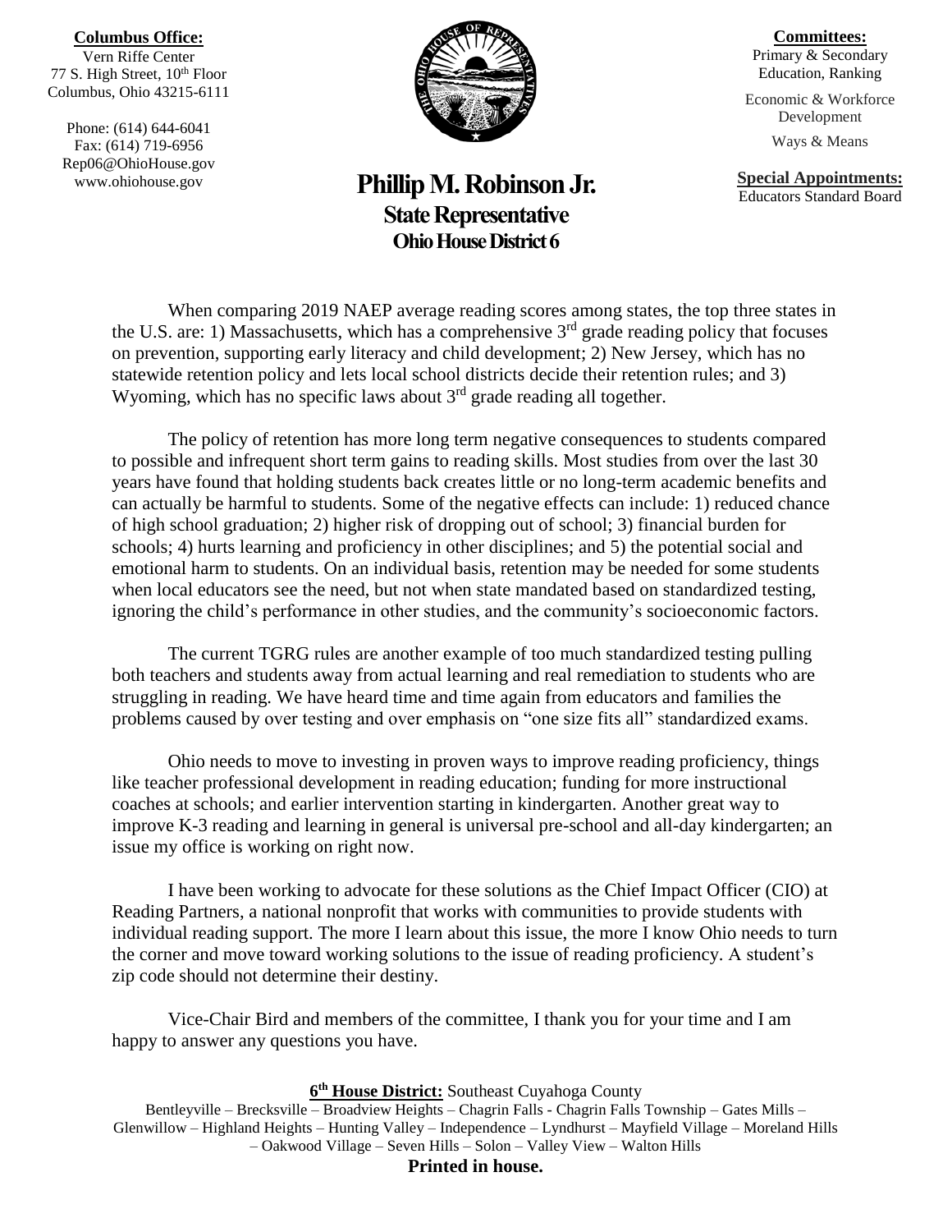**Columns Office:**

Vern Riffe Center
77 S. High Street, 10th Floor
Columbus, Ohio 43215-6111

Phone: (614) 644-6041
Fax: (614) 719-6956
Rep06@OhioHouse.gov
www.ohiohouse.gov

# Phillip M. Robinson Jr.
## State Representative
### Ohio House District 6

**Committees:**

Primary & Secondary Education, Ranking

Economic & Workforce Development

Ways & Means

**Special Appointments:**

Educators Standard Board

When comparing 2019 NAEP average reading scores among states, the top three states in the U.S. are: 1) Massachusetts, which has a comprehensive 3rd grade reading policy that focuses on prevention, supporting early literacy and child development; 2) New Jersey, which has no statewide retention policy and lets local school districts decide their retention rules; and 3) Wyoming, which has no specific laws about 3rd grade reading all together.

The policy of retention has more long term negative consequences to students compared to possible and infrequent short term gains to reading skills. Most studies from over the last 30 years have found that holding students back creates little or no long-term academic benefits and can actually be harmful to students. Some of the negative effects can include: 1) reduced chance of high school graduation; 2) higher risk of dropping out of school; 3) financial burden for schools; 4) hurts learning and proficiency in other disciplines; and 5) the potential social and emotional harm to students. On an individual basis, retention may be needed for some students when local educators see the need, but not when state mandated based on standardized testing, ignoring the child's performance in other studies, and the community's socioeconomic factors.

The current TGRG rules are another example of too much standardized testing pulling both teachers and students away from actual learning and real remediation to students who are struggling in reading. We have heard time and time again from educators and families the problems caused by over testing and over emphasis on "one size fits all" standardized exams.

Ohio needs to move to investing in proven ways to improve reading proficiency, things like teacher professional development in reading education; funding for more instructional coaches at schools; and earlier intervention starting in kindergarten. Another great way to improve K-3 reading and learning in general is universal pre-school and all-day kindergarten; an issue my office is working on right now.

I have been working to advocate for these solutions as the Chief Impact Officer (CIO) at Reading Partners, a national nonprofit that works with communities to provide students with individual reading support. The more I learn about this issue, the more I know Ohio needs to turn the corner and move toward working solutions to the issue of reading proficiency. A student's zip code should not determine their destiny.

Vice-Chair Bird and members of the committee, I thank you for your time and I am happy to answer any questions you have.

**6th House District:** Southeast Cuyahoga County

Bentleyville – Brecksville – Broadview Heights – Chagrin Falls - Chagrin Falls Township – Gates Mills – Glenwillow – Highland Heights – Hunting Valley – Independence – Lyndhurst – Mayfield Village – Moreland Hills – Oakwood Village – Seven Hills – Solon – Valley View – Walton Hills

**Printed in house.**